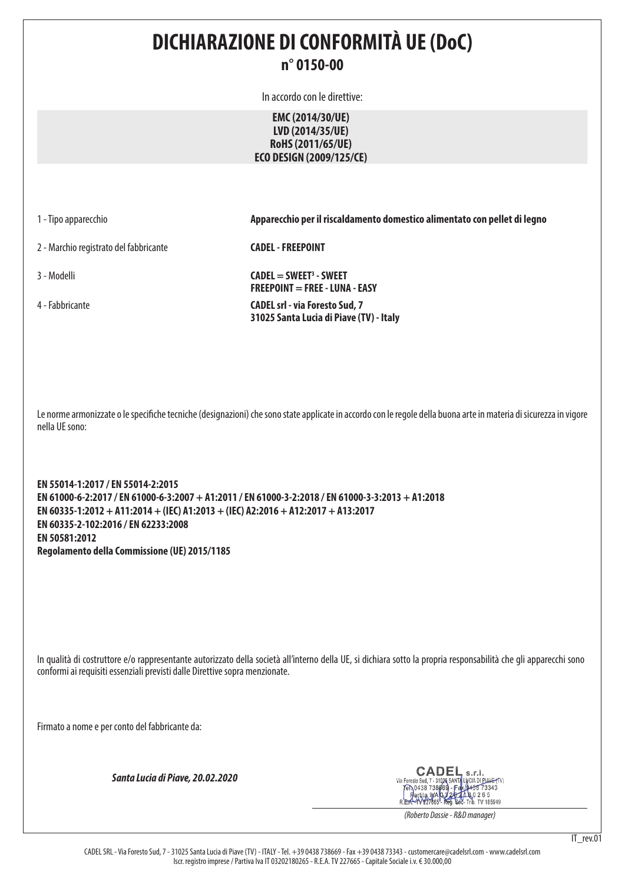# DICHIARAZIONE DI CONFORMITÀ UE (DoC)

## n° 0150-00

In accordo con le direttive:

**EMC (2014/30/UE)**
**LVD (2014/35/UE)**
**RoHS (2011/65/UE)**
**ECO DESIGN (2009/125/CE)**

| | |
|---|---|
| 1 - Tipo apparecchio | **Apparecchio per il riscaldamento domestico alimentato con pellet di legno** |
| 2 - Marchio registrato del fabbricante | **CADEL - FREEPOINT** |
| 3 - Modelli | **CADEL = SWEET³ - SWEET**<br>**FREEPOINT = FREE - LUNA - EASY** |
| 4 - Fabbricante | **CADEL srl - via Foresto Sud, 7**<br>**31025 Santa Lucia di Piave (TV) - Italy** |

Le norme armonizzate o le specifiche tecniche (designazioni) che sono state applicate in accordo con le regole della buona arte in materia di sicurezza in vigore nella UE sono:

**EN 55014-1:2017 / EN 55014-2:2015**
**EN 61000-6-2:2017 / EN 61000-6-3:2007 + A1:2011 / EN 61000-3-2:2018 / EN 61000-3-3:2013 + A1:2018**
**EN 60335-1:2012 + A11:2014 + (IEC) A1:2013 + (IEC) A2:2016 + A12:2017 + A13:2017**
**EN 60335-2-102:2016 / EN 62233:2008**
**EN 50581:2012**
**Regolamento della Commissione (UE) 2015/1185**

In qualità di costruttore e/o rappresentante autorizzato della società all'interno della UE, si dichiara sotto la propria responsabilità che gli apparecchi sono conformi ai requisiti essenziali previsti dalle Direttive sopra menzionate.

Firmato a nome e per conto del fabbricante da:

***Santa Lucia di Piave, 20.02.2020***

CADEL s.r.l.
Via Foresto Sud, 7 - 31025 SANTA LUCIA DI PIAVE (TV)
Tel. 0438 738669 - Fax 0438 73343
Partita IVA 03202180265
R.E.A. TV 227665 - Reg. Soc. Trib. TV 185949

*(Roberto Dassie - R&D manager)*

IT_rev.01

CADEL SRL - Via Foresto Sud, 7 - 31025 Santa Lucia di Piave (TV) - ITALY - Tel. +39 0438 738669 - Fax +39 0438 73343 - customercare@cadelsrl.com - www.cadelsrl.com
Iscr. registro imprese / Partiva Iva IT 03202180265 - R.E.A. TV 227665 - Capitale Sociale i.v. € 30.000,00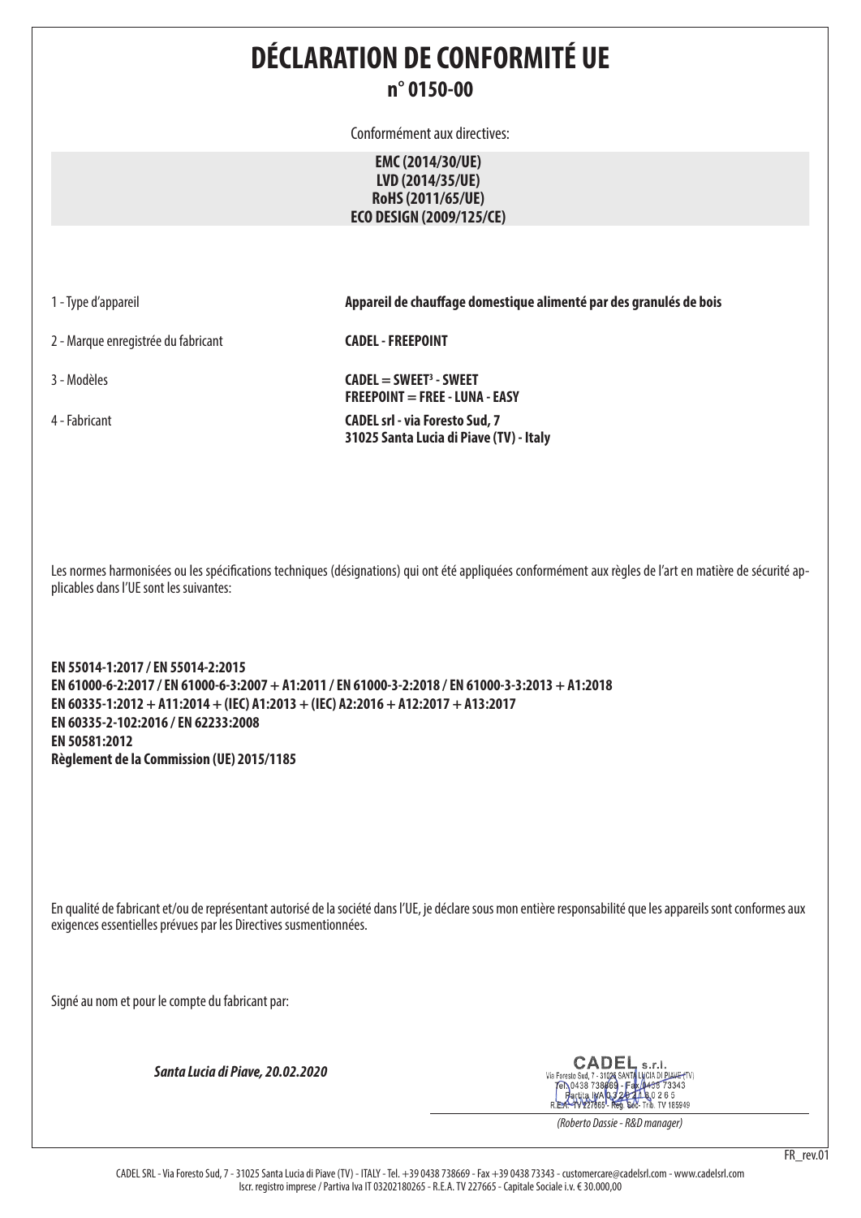# DÉCLARATION DE CONFORMITÉ UE

## n° 0150-00

Conformément aux directives:

**EMC (2014/30/UE)**
**LVD (2014/35/UE)**
**RoHS (2011/65/UE)**
**ECO DESIGN (2009/125/CE)**

| | |
|---|---|
| 1 - Type d'appareil | **Appareil de chauffage domestique alimenté par des granulés de bois** |
| 2 - Marque enregistrée du fabricant | **CADEL - FREEPOINT** |
| 3 - Modèles | **CADEL = SWEET³ - SWEET**<br>**FREEPOINT = FREE - LUNA - EASY** |
| 4 - Fabricant | **CADEL srl - via Foresto Sud, 7**<br>**31025 Santa Lucia di Piave (TV) - Italy** |

Les normes harmonisées ou les spécifications techniques (désignations) qui ont été appliquées conformément aux règles de l'art en matière de sécurité applicables dans l'UE sont les suivantes:

**EN 55014-1:2017 / EN 55014-2:2015**
**EN 61000-6-2:2017 / EN 61000-6-3:2007 + A1:2011 / EN 61000-3-2:2018 / EN 61000-3-3:2013 + A1:2018**
**EN 60335-1:2012 + A11:2014 + (IEC) A1:2013 + (IEC) A2:2016 + A12:2017 + A13:2017**
**EN 60335-2-102:2016 / EN 62233:2008**
**EN 50581:2012**
**Règlement de la Commission (UE) 2015/1185**

En qualité de fabricant et/ou de représentant autorisé de la société dans l'UE, je déclare sous mon entière responsabilité que les appareils sont conformes aux exigences essentielles prévues par les Directives susmentionnées.

Signé au nom et pour le compte du fabricant par:

***Santa Lucia di Piave, 20.02.2020***

CADEL s.r.l.
Via Foresto Sud, 7 - 31025 SANTA LUCIA DI PIAVE (TV)
Tel. 0438 738669 - Fax 0438 73343
Partita IVA 03202180265
R.E.A. TV 227665 - Reg. Soc. Trib. TV 185949

*(Roberto Dassie - R&D manager)*

FR_rev.01

CADEL SRL - Via Foresto Sud, 7 - 31025 Santa Lucia di Piave (TV) - ITALY - Tel. +39 0438 738669 - Fax +39 0438 73343 - customercare@cadelsrl.com - www.cadelsrl.com
Iscr. registro imprese / Partiva Iva IT 03202180265 - R.E.A. TV 227665 - Capitale Sociale i.v. € 30.000,00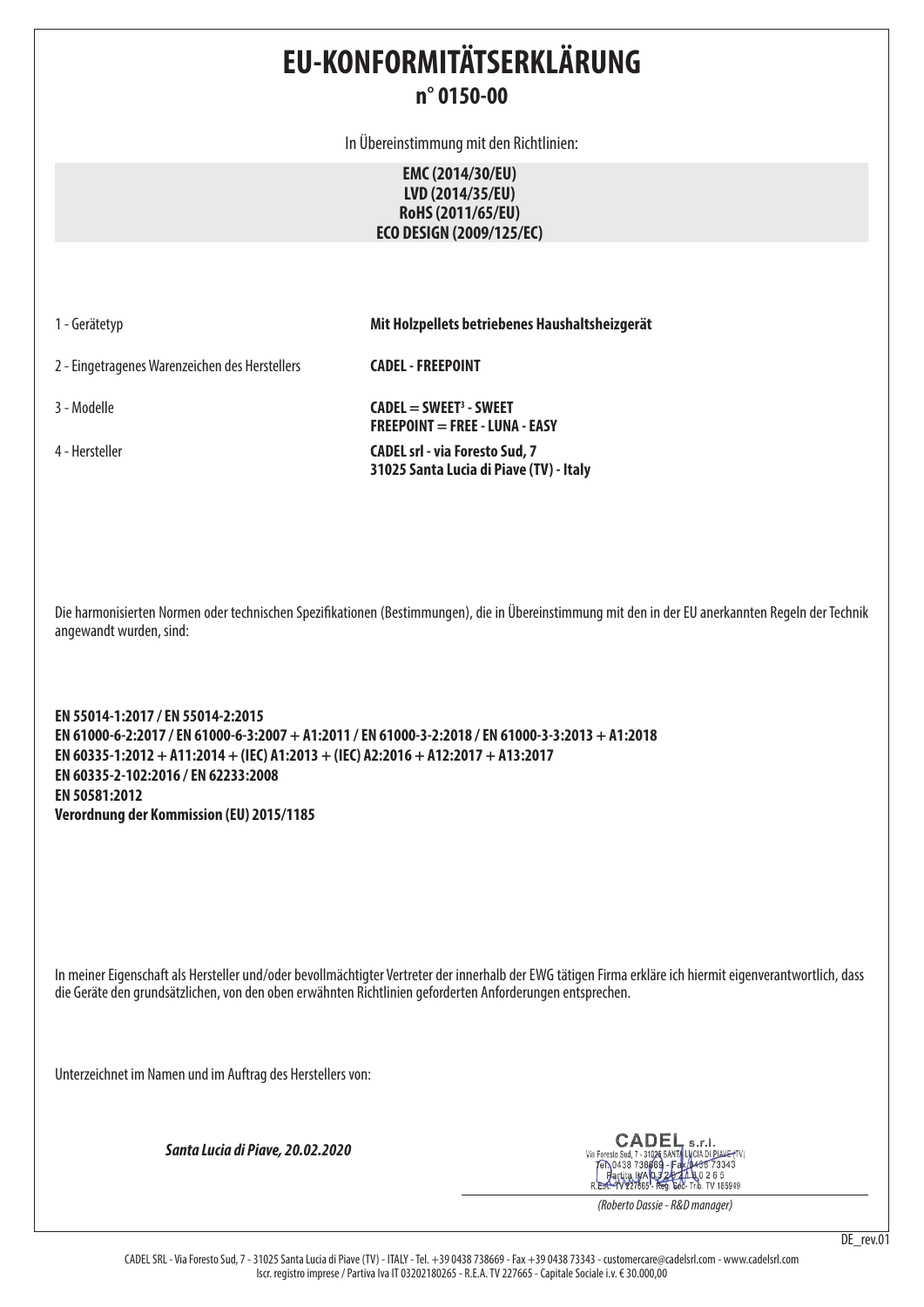# EU-KONFORMITÄTSERKLÄRUNG
## n° 0150-00

In Übereinstimmung mit den Richtlinien:

**EMC (2014/30/EU)**
**LVD (2014/35/EU)**
**RoHS (2011/65/EU)**
**ECO DESIGN (2009/125/EC)**

| | |
|---|---|
| 1 - Gerätetyp | **Mit Holzpellets betriebenes Haushaltsheizgerät** |
| 2 - Eingetragenes Warenzeichen des Herstellers | **CADEL - FREEPOINT** |
| 3 - Modelle | **CADEL = SWEET³ - SWEET**<br>**FREEPOINT = FREE - LUNA - EASY** |
| 4 - Hersteller | **CADEL srl - via Foresto Sud, 7**<br>**31025 Santa Lucia di Piave (TV) - Italy** |

Die harmonisierten Normen oder technischen Spezifikationen (Bestimmungen), die in Übereinstimmung mit den in der EU anerkannten Regeln der Technik angewandt wurden, sind:

**EN 55014-1:2017 / EN 55014-2:2015**
**EN 61000-6-2:2017 / EN 61000-6-3:2007 + A1:2011 / EN 61000-3-2:2018 / EN 61000-3-3:2013 + A1:2018**
**EN 60335-1:2012 + A11:2014 + (IEC) A1:2013 + (IEC) A2:2016 + A12:2017 + A13:2017**
**EN 60335-2-102:2016 / EN 62233:2008**
**EN 50581:2012**
**Verordnung der Kommission (EU) 2015/1185**

In meiner Eigenschaft als Hersteller und/oder bevollmächtigter Vertreter der innerhalb der EWG tätigen Firma erkläre ich hiermit eigenverantwortlich, dass die Geräte den grundsätzlichen, von den oben erwähnten Richtlinien geforderten Anforderungen entsprechen.

Unterzeichnet im Namen und im Auftrag des Herstellers von:

***Santa Lucia di Piave, 20.02.2020***

CADEL s.r.l.
Via Foresto Sud, 7 - 31025 SANTA LUCIA DI PIAVE (TV)
Tel. 0438 738669 - Fax 0438 73343
Partita IVA 03202180265
R.E.A. TV 227665 - Reg. Soc. Trib. TV 185949

*(Roberto Dassie - R&D manager)*

DE_rev.01

CADEL SRL - Via Foresto Sud, 7 - 31025 Santa Lucia di Piave (TV) - ITALY - Tel. +39 0438 738669 - Fax +39 0438 73343 - customercare@cadelsrl.com - www.cadelsrl.com
Iscr. registro imprese / Partiva Iva IT 03202180265 - R.E.A. TV 227665 - Capitale Sociale i.v. € 30.000,00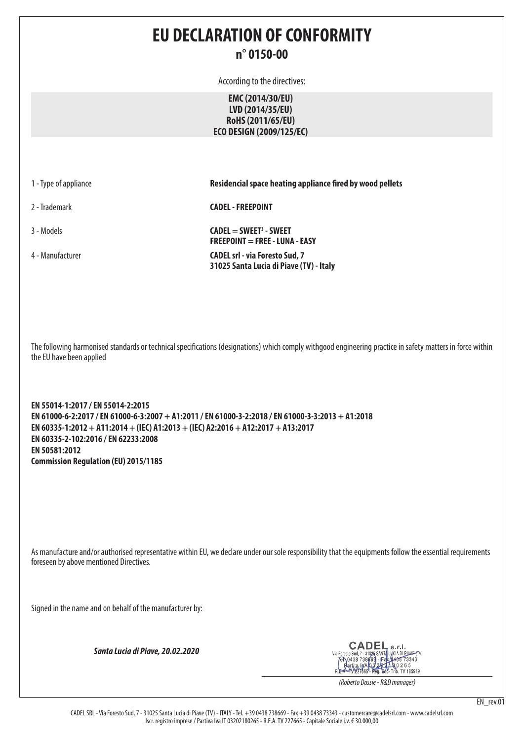# EU DECLARATION OF CONFORMITY

## n° 0150-00

According to the directives:

**EMC (2014/30/EU)**
**LVD (2014/35/EU)**
**RoHS (2011/65/EU)**
**ECO DESIGN (2009/125/EC)**

| | |
|---|---|
| 1 - Type of appliance | **Residencial space heating appliance fired by wood pellets** |
| 2 - Trademark | **CADEL - FREEPOINT** |
| 3 - Models | **CADEL = SWEET$^3$ - SWEET**<br>**FREEPOINT = FREE - LUNA - EASY** |
| 4 - Manufacturer | **CADEL srl - via Foresto Sud, 7**<br>**31025 Santa Lucia di Piave (TV) - Italy** |

The following harmonised standards or technical specifications (designations) which comply withgood engineering practice in safety matters in force within the EU have been applied

**EN 55014-1:2017 / EN 55014-2:2015**
**EN 61000-6-2:2017 / EN 61000-6-3:2007 + A1:2011 / EN 61000-3-2:2018 / EN 61000-3-3:2013 + A1:2018**
**EN 60335-1:2012 + A11:2014 + (IEC) A1:2013 + (IEC) A2:2016 + A12:2017 + A13:2017**
**EN 60335-2-102:2016 / EN 62233:2008**
**EN 50581:2012**
**Commission Regulation (EU) 2015/1185**

As manufacture and/or authorised representative within EU, we declare under our sole responsibility that the equipments follow the essential requirements foreseen by above mentioned Directives.

Signed in the name and on behalf of the manufacturer by:

***Santa Lucia di Piave, 20.02.2020***

CADEL s.r.l.
Via Foresto Sud, 7 - 31025 SANTA LUCIA DI PIAVE (TV)
Tel. 0438 738669 - Fax 0438 73343
Partita IVA 03202180265
R.E.A. TV 227665 - Reg. Soc. Trib. TV 185949

*(Roberto Dassie - R&D manager)*

EN_rev.01

CADEL SRL - Via Foresto Sud, 7 - 31025 Santa Lucia di Piave (TV) - ITALY - Tel. +39 0438 738669 - Fax +39 0438 73343 - customercare@cadelsrl.com - www.cadelsrl.com
Iscr. registro imprese / Partiva Iva IT 03202180265 - R.E.A. TV 227665 - Capitale Sociale i.v. € 30.000,00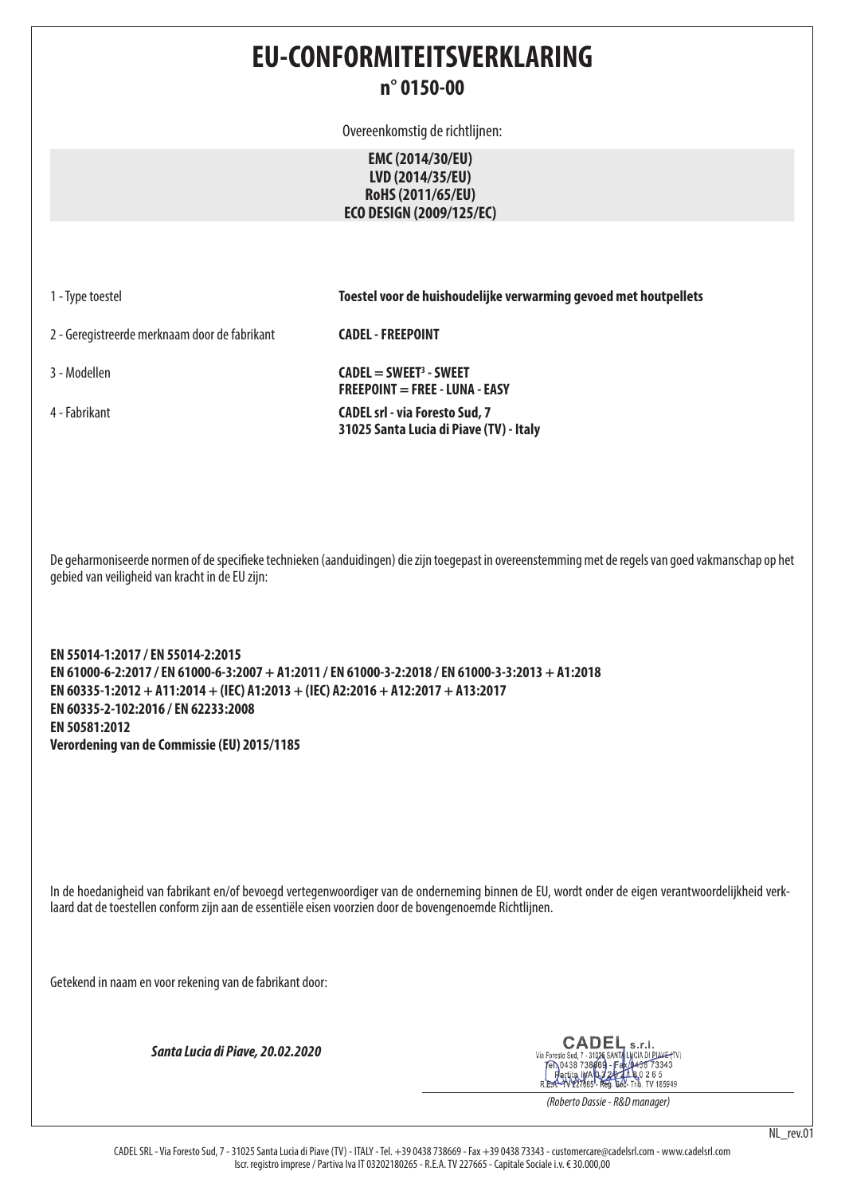# EU-CONFORMITEITSVERKLARING

## n° 0150-00

Overeenkomstig de richtlijnen:

**EMC (2014/30/EU)**
**LVD (2014/35/EU)**
**RoHS (2011/65/EU)**
**ECO DESIGN (2009/125/EC)**

| | |
|---|---|
| 1 - Type toestel | **Toestel voor de huishoudelijke verwarming gevoed met houtpellets** |
| 2 - Geregistreerde merknaam door de fabrikant | **CADEL - FREEPOINT** |
| 3 - Modellen | **CADEL = SWEET³ - SWEET**<br>**FREEPOINT = FREE - LUNA - EASY** |
| 4 - Fabrikant | **CADEL srl - via Foresto Sud, 7**<br>**31025 Santa Lucia di Piave (TV) - Italy** |

De geharmoniseerde normen of de specifieke technieken (aanduidingen) die zijn toegepast in overeenstemming met de regels van goed vakmanschap op het gebied van veiligheid van kracht in de EU zijn:

**EN 55014-1:2017 / EN 55014-2:2015**
**EN 61000-6-2:2017 / EN 61000-6-3:2007 + A1:2011 / EN 61000-3-2:2018 / EN 61000-3-3:2013 + A1:2018**
**EN 60335-1:2012 + A11:2014 + (IEC) A1:2013 + (IEC) A2:2016 + A12:2017 + A13:2017**
**EN 60335-2-102:2016 / EN 62233:2008**
**EN 50581:2012**
**Verordening van de Commissie (EU) 2015/1185**

In de hoedanigheid van fabrikant en/of bevoegd vertegenwoordiger van de onderneming binnen de EU, wordt onder de eigen verantwoordelijkheid verklaard dat de toestellen conform zijn aan de essentiële eisen voorzien door de bovengenoemde Richtlijnen.

Getekend in naam en voor rekening van de fabrikant door:

***Santa Lucia di Piave, 20.02.2020***

CADEL s.r.l.
Via Foresto Sud, 7 - 31025 SANTA LUCIA DI PIAVE (TV)
Tel. 0438 738669 - Fax 0438 73343
Partita IVA 03202180265
R.E.A. TV 227665 - Reg. Soc. Trib. TV 185949

*(Roberto Dassie - R&D manager)*

NL_rev.01

CADEL SRL - Via Foresto Sud, 7 - 31025 Santa Lucia di Piave (TV) - ITALY - Tel. +39 0438 738669 - Fax +39 0438 73343 - customercare@cadelsrl.com - www.cadelsrl.com
Iscr. registro imprese / Partiva Iva IT 03202180265 - R.E.A. TV 227665 - Capitale Sociale i.v. € 30.000,00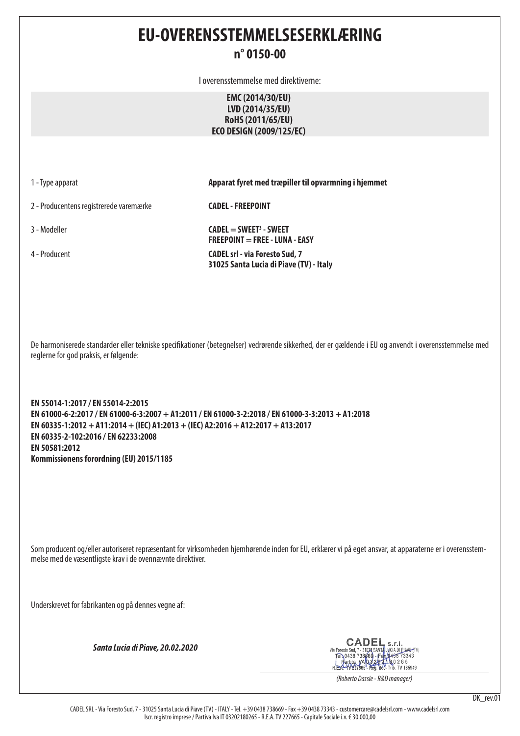# EU-OVERENSSTEMMELSESERKLÆRING

## n° 0150-00

I overensstemmelse med direktiverne:

**EMC (2014/30/EU)**
**LVD (2014/35/EU)**
**RoHS (2011/65/EU)**
**ECO DESIGN (2009/125/EC)**

| | |
|---|---|
| 1 - Type apparat | **Apparat fyret med træpiller til opvarmning i hjemmet** |
| 2 - Producentens registrerede varemærke | **CADEL - FREEPOINT** |
| 3 - Modeller | **CADEL = SWEET³ - SWEET**<br>**FREEPOINT = FREE - LUNA - EASY** |
| 4 - Producent | **CADEL srl - via Foresto Sud, 7**<br>**31025 Santa Lucia di Piave (TV) - Italy** |

De harmoniserede standarder eller tekniske specifikationer (betegnelser) vedrørende sikkerhed, der er gældende i EU og anvendt i overensstemmelse med reglerne for god praksis, er følgende:

**EN 55014-1:2017 / EN 55014-2:2015**
**EN 61000-6-2:2017 / EN 61000-6-3:2007 + A1:2011 / EN 61000-3-2:2018 / EN 61000-3-3:2013 + A1:2018**
**EN 60335-1:2012 + A11:2014 + (IEC) A1:2013 + (IEC) A2:2016 + A12:2017 + A13:2017**
**EN 60335-2-102:2016 / EN 62233:2008**
**EN 50581:2012**
**Kommissionens forordning (EU) 2015/1185**

Som producent og/eller autoriseret repræsentant for virksomheden hjemhørende inden for EU, erklærer vi på eget ansvar, at apparaterne er i overensstemmelse med de væsentligste krav i de ovennævnte direktiver.

Underskrevet for fabrikanten og på dennes vegne af:

***Santa Lucia di Piave, 20.02.2020***

CADEL s.r.l.
Via Foresto Sud, 7 - 31025 SANTA LUCIA DI PIAVE (TV)
Tel. 0438 738669 - Fax 0438 73343
Partita IVA 03202180265
R.E.A. TV 227665 - Reg. Soc. Trib. TV 185949

*(Roberto Dassie - R&D manager)*

DK_rev.01

CADEL SRL - Via Foresto Sud, 7 - 31025 Santa Lucia di Piave (TV) - ITALY - Tel. +39 0438 738669 - Fax +39 0438 73343 - customercare@cadelsrl.com - www.cadelsrl.com
Iscr. registro imprese / Partiva Iva IT 03202180265 - R.E.A. TV 227665 - Capitale Sociale i.v. € 30.000,00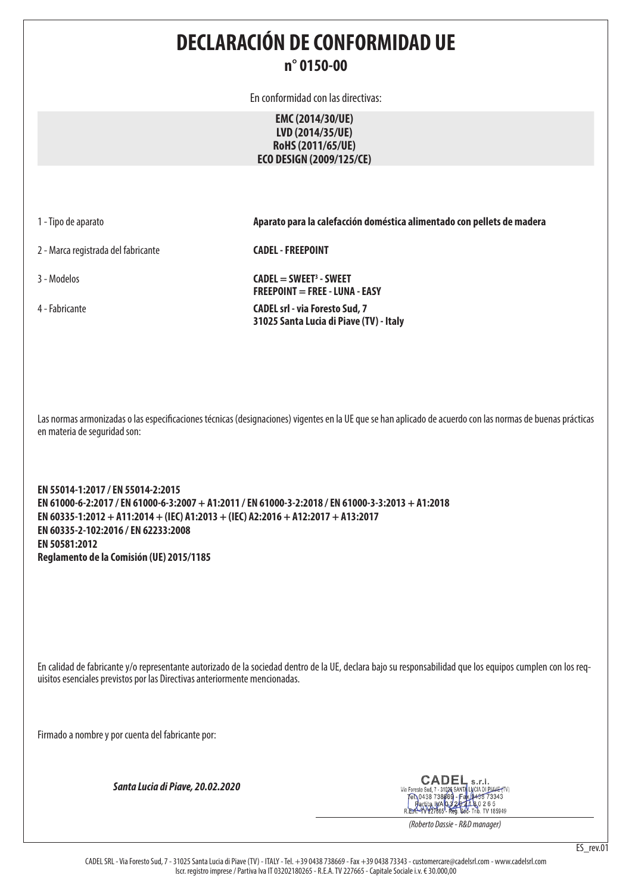# DECLARACIÓN DE CONFORMIDAD UE

## n° 0150-00

En conformidad con las directivas:

**EMC (2014/30/UE)**
**LVD (2014/35/UE)**
**RoHS (2011/65/UE)**
**ECO DESIGN (2009/125/CE)**

| | |
|---|---|
| 1 - Tipo de aparato | **Aparato para la calefacción doméstica alimentado con pellets de madera** |
| 2 - Marca registrada del fabricante | **CADEL - FREEPOINT** |
| 3 - Modelos | **CADEL = SWEET³ - SWEET**<br>**FREEPOINT = FREE - LUNA - EASY** |
| 4 - Fabricante | **CADEL srl - via Foresto Sud, 7**<br>**31025 Santa Lucia di Piave (TV) - Italy** |

Las normas armonizadas o las especificaciones técnicas (designaciones) vigentes en la UE que se han aplicado de acuerdo con las normas de buenas prácticas en materia de seguridad son:

**EN 55014-1:2017 / EN 55014-2:2015**
**EN 61000-6-2:2017 / EN 61000-6-3:2007 + A1:2011 / EN 61000-3-2:2018 / EN 61000-3-3:2013 + A1:2018**
**EN 60335-1:2012 + A11:2014 + (IEC) A1:2013 + (IEC) A2:2016 + A12:2017 + A13:2017**
**EN 60335-2-102:2016 / EN 62233:2008**
**EN 50581:2012**
**Reglamento de la Comisión (UE) 2015/1185**

En calidad de fabricante y/o representante autorizado de la sociedad dentro de la UE, declara bajo su responsabilidad que los equipos cumplen con los requisitos esenciales previstos por las Directivas anteriormente mencionadas.

Firmado a nombre y por cuenta del fabricante por:

***Santa Lucia di Piave, 20.02.2020***

CADEL s.r.l.
Via Foresto Sud, 7 - 31025 SANTA LUCIA DI PIAVE (TV)
Tel. 0438 738669 - Fax 0438 73343
Partita IVA 03202180265
R.E.A. TV 227665 - Reg. Soc. Trib. TV 185949

*(Roberto Dassie - R&D manager)*

ES_rev.01

CADEL SRL - Via Foresto Sud, 7 - 31025 Santa Lucia di Piave (TV) - ITALY - Tel. +39 0438 738669 - Fax +39 0438 73343 - customercare@cadelsrl.com - www.cadelsrl.com
Iscr. registro imprese / Partiva Iva IT 03202180265 - R.E.A. TV 227665 - Capitale Sociale i.v. € 30.000,00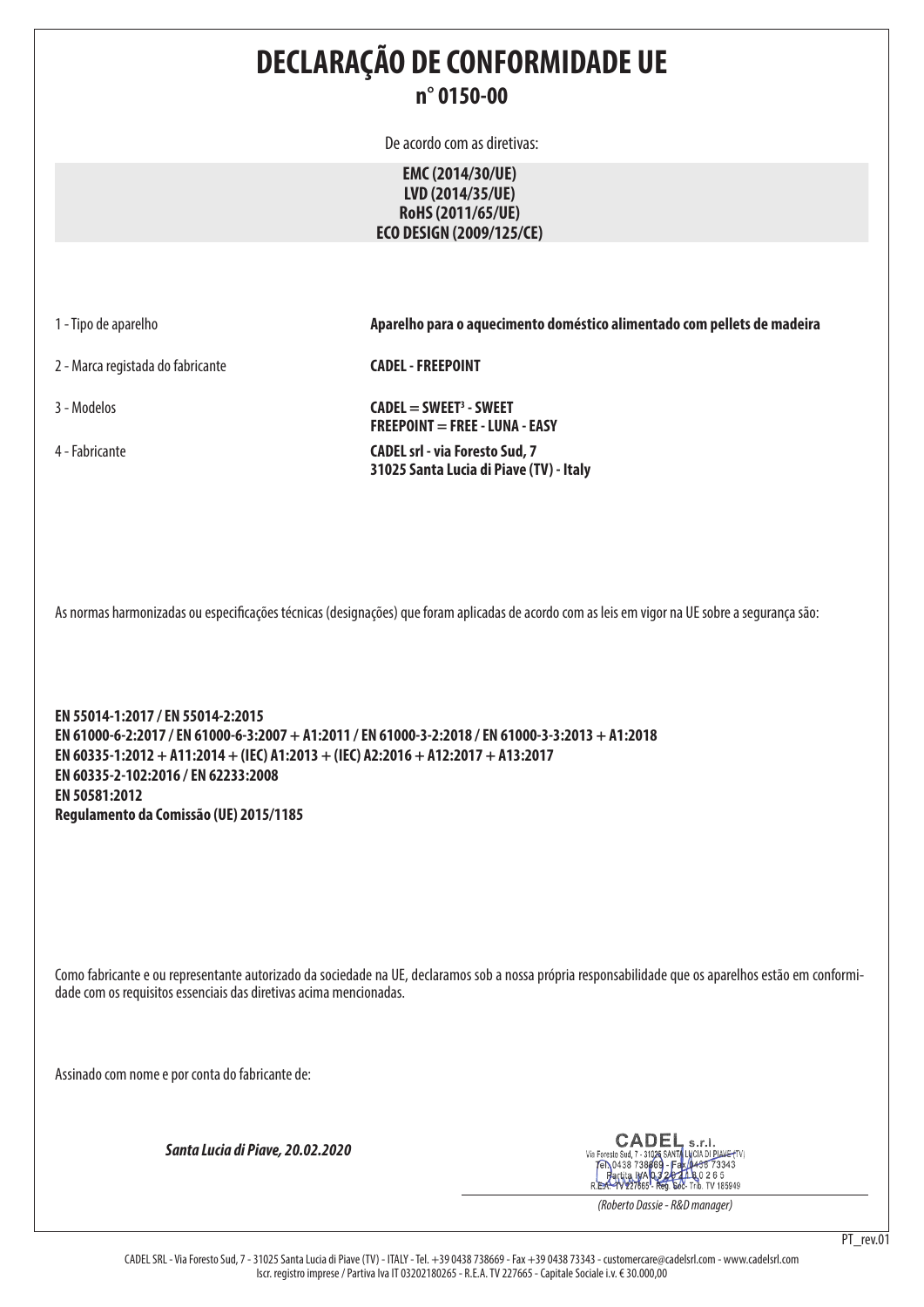# DECLARAÇÃO DE CONFORMIDADE UE

## n° 0150-00

De acordo com as diretivas:

**EMC (2014/30/UE)**
**LVD (2014/35/UE)**
**RoHS (2011/65/UE)**
**ECO DESIGN (2009/125/CE)**

| | |
|---|---|
| 1 - Tipo de aparelho | **Aparelho para o aquecimento doméstico alimentado com pellets de madeira** |
| 2 - Marca registada do fabricante | **CADEL - FREEPOINT** |
| 3 - Modelos | **CADEL = SWEET³ - SWEET**<br>**FREEPOINT = FREE - LUNA - EASY** |
| 4 - Fabricante | **CADEL srl - via Foresto Sud, 7**<br>**31025 Santa Lucia di Piave (TV) - Italy** |

As normas harmonizadas ou especificações técnicas (designações) que foram aplicadas de acordo com as leis em vigor na UE sobre a segurança são:

**EN 55014-1:2017 / EN 55014-2:2015**
**EN 61000-6-2:2017 / EN 61000-6-3:2007 + A1:2011 / EN 61000-3-2:2018 / EN 61000-3-3:2013 + A1:2018**
**EN 60335-1:2012 + A11:2014 + (IEC) A1:2013 + (IEC) A2:2016 + A12:2017 + A13:2017**
**EN 60335-2-102:2016 / EN 62233:2008**
**EN 50581:2012**
**Regulamento da Comissão (UE) 2015/1185**

Como fabricante e ou representante autorizado da sociedade na UE, declaramos sob a nossa própria responsabilidade que os aparelhos estão em conformidade com os requisitos essenciais das diretivas acima mencionadas.

Assinado com nome e por conta do fabricante de:

***Santa Lucia di Piave, 20.02.2020***

CADEL s.r.l.
Via Foresto Sud, 7 - 31025 SANTA LUCIA DI PIAVE (TV)
Tel. 0438 738669 - Fax 0438 73343
Partita IVA 03202180265
R.E.A. TV 227665 - Reg. Soc. Trib. TV 185949

*(Roberto Dassie - R&D manager)*

PT_rev.01

CADEL SRL - Via Foresto Sud, 7 - 31025 Santa Lucia di Piave (TV) - ITALY - Tel. +39 0438 738669 - Fax +39 0438 73343 - customercare@cadelsrl.com - www.cadelsrl.com
Iscr. registro imprese / Partiva Iva IT 03202180265 - R.E.A. TV 227665 - Capitale Sociale i.v. € 30.000,00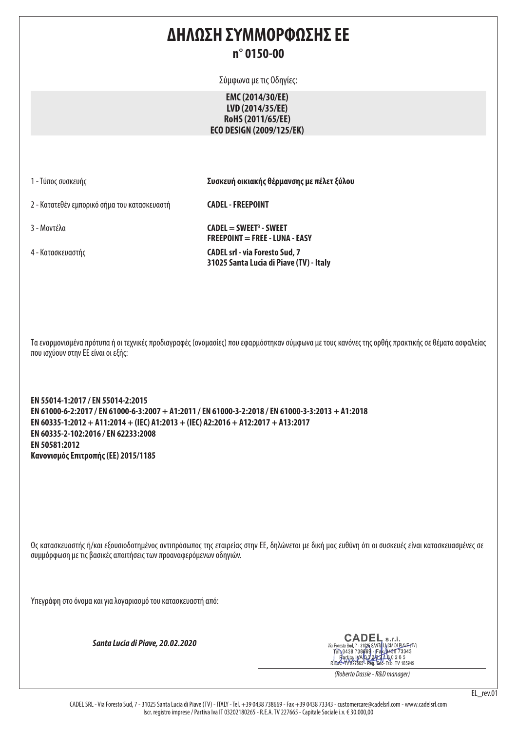# ΔΗΛΩΣΗ ΣΥΜΜΟΡΦΩΣΗΣ ΕΕ

## n° 0150-00

Σύμφωνα με τις Οδηγίες:

**EMC (2014/30/ΕΕ)**
**LVD (2014/35/ΕΕ)**
**RoHS (2011/65/ΕΕ)**
**ECO DESIGN (2009/125/ΕΚ)**

| | |
|---|---|
| 1 - Τύπος συσκευής | **Συσκευή οικιακής θέρμανσης με πέλετ ξύλου** |
| 2 - Κατατεθέν εμπορικό σήμα του κατασκευαστή | **CADEL - FREEPOINT** |
| 3 - Μοντέλα | **CADEL = SWEET³ - SWEET**<br>**FREEPOINT = FREE - LUNA - EASY** |
| 4 - Κατασκευαστής | **CADEL srl - via Foresto Sud, 7**<br>**31025 Santa Lucia di Piave (TV) - Italy** |

Τα εναρμονισμένα πρότυπα ή οι τεχνικές προδιαγραφές (ονομασίες) που εφαρμόστηκαν σύμφωνα με τους κανόνες της ορθής πρακτικής σε θέματα ασφαλείας που ισχύουν στην ΕΕ είναι οι εξής:

**EN 55014-1:2017 / EN 55014-2:2015**
**EN 61000-6-2:2017 / EN 61000-6-3:2007 + A1:2011 / EN 61000-3-2:2018 / EN 61000-3-3:2013 + A1:2018**
**EN 60335-1:2012 + A11:2014 + (IEC) A1:2013 + (IEC) A2:2016 + A12:2017 + A13:2017**
**EN 60335-2-102:2016 / EN 62233:2008**
**EN 50581:2012**
**Κανονισμός Επιτροπής (ΕΕ) 2015/1185**

Ως κατασκευαστής ή/και εξουσιοδοτημένος αντιπρόσωπος της εταιρείας στην ΕΕ, δηλώνεται με δική μας ευθύνη ότι οι συσκευές είναι κατασκευασμένες σε συμμόρφωση με τις βασικές απαιτήσεις των προαναφερόμενων οδηγιών.

Υπεγράφη στο όνομα και για λογαριασμό του κατασκευαστή από:

***Santa Lucia di Piave, 20.02.2020***

CADEL s.r.l.
Via Foresto Sud, 7 - 31025 SANTA LUCIA DI PIAVE (TV)
Tel. 0438 738669 - Fax 0438 73343
Partita IVA 03202180265
R.E.A. TV 227665 - Reg. Soc. Trib. TV 185949

*(Roberto Dassie - R&D manager)*

EL_rev.01

CADEL SRL - Via Foresto Sud, 7 - 31025 Santa Lucia di Piave (TV) - ITALY - Tel. +39 0438 738669 - Fax +39 0438 73343 - customercare@cadelsrl.com - www.cadelsrl.com
Iscr. registro imprese / Partiva Iva IT 03202180265 - R.E.A. TV 227665 - Capitale Sociale i.v. € 30.000,00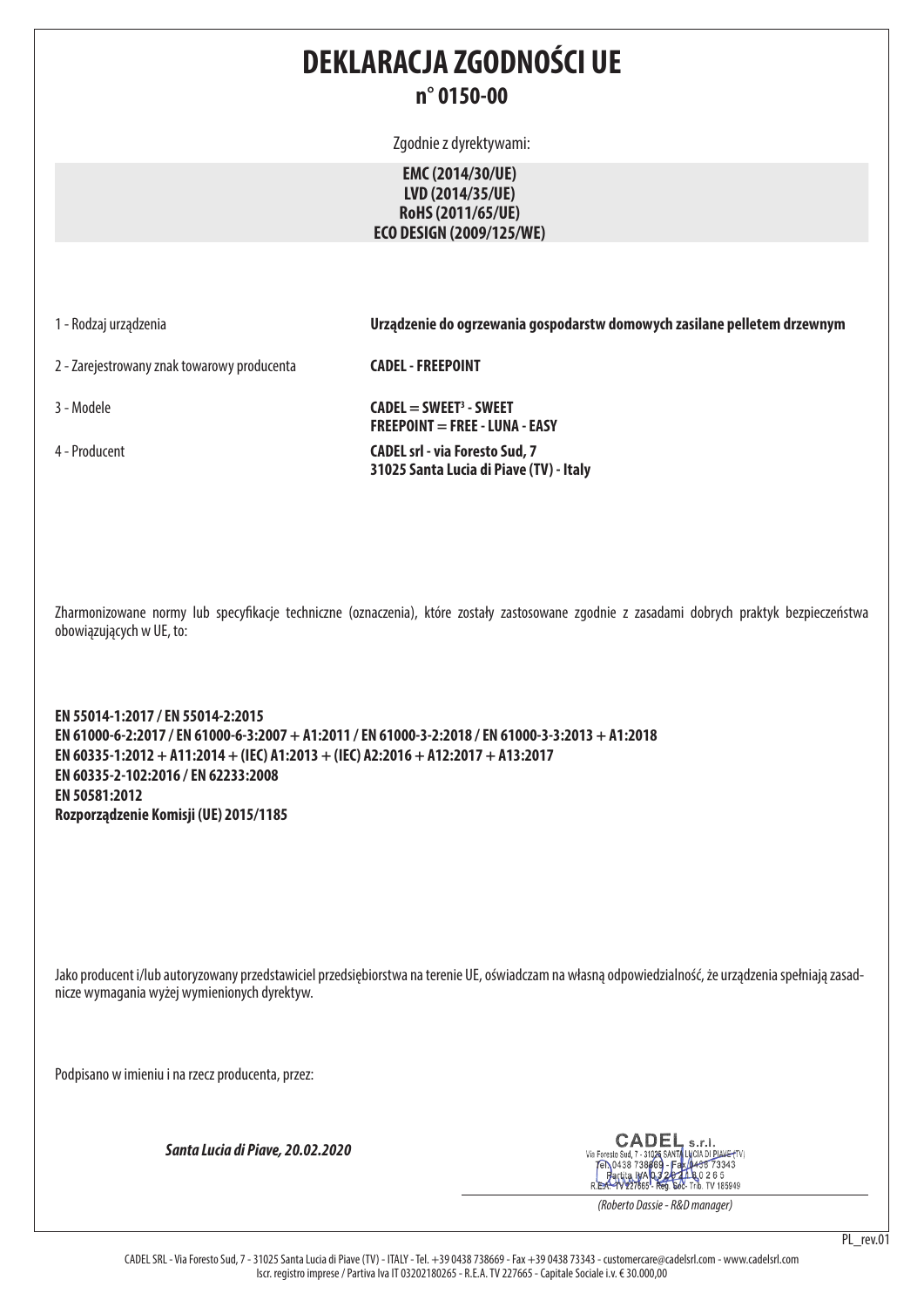# DEKLARACJA ZGODNOŚCI UE

## n° 0150-00

Zgodnie z dyrektywami:

**EMC (2014/30/UE)**
**LVD (2014/35/UE)**
**RoHS (2011/65/UE)**
**ECO DESIGN (2009/125/WE)**

| | |
|---|---|
| 1 - Rodzaj urządzenia | **Urządzenie do ogrzewania gospodarstw domowych zasilane pelletem drzewnym** |
| 2 - Zarejestrowany znak towarowy producenta | **CADEL - FREEPOINT** |
| 3 - Modele | **CADEL = SWEET³ - SWEET**<br>**FREEPOINT = FREE - LUNA - EASY** |
| 4 - Producent | **CADEL srl - via Foresto Sud, 7**<br>**31025 Santa Lucia di Piave (TV) - Italy** |

Zharmonizowane normy lub specyfikacje techniczne (oznaczenia), które zostały zastosowane zgodnie z zasadami dobrych praktyk bezpieczeństwa obowiązujących w UE, to:

**EN 55014-1:2017 / EN 55014-2:2015**
**EN 61000-6-2:2017 / EN 61000-6-3:2007 + A1:2011 / EN 61000-3-2:2018 / EN 61000-3-3:2013 + A1:2018**
**EN 60335-1:2012 + A11:2014 + (IEC) A1:2013 + (IEC) A2:2016 + A12:2017 + A13:2017**
**EN 60335-2-102:2016 / EN 62233:2008**
**EN 50581:2012**
**Rozporządzenie Komisji (UE) 2015/1185**

Jako producent i/lub autoryzowany przedstawiciel przedsiębiorstwa na terenie UE, oświadczam na własną odpowiedzialność, że urządzenia spełniają zasadnicze wymagania wyżej wymienionych dyrektyw.

Podpisano w imieniu i na rzecz producenta, przez:

***Santa Lucia di Piave, 20.02.2020***

CADEL s.r.l.
Via Foresto Sud, 7 - 31025 SANTA LUCIA DI PIAVE (TV)
Tel. 0438 738669 - Fax 0438 73343
Partita IVA 03202180265
R.E.A. TV 227665 - Reg. Soc. Trib. TV 185949

*(Roberto Dassie - R&D manager)*

PL_rev.01

CADEL SRL - Via Foresto Sud, 7 - 31025 Santa Lucia di Piave (TV) - ITALY - Tel. +39 0438 738669 - Fax +39 0438 73343 - customercare@cadelsrl.com - www.cadelsrl.com
Iscr. registro imprese / Partiva Iva IT 03202180265 - R.E.A. TV 227665 - Capitale Sociale i.v. € 30.000,00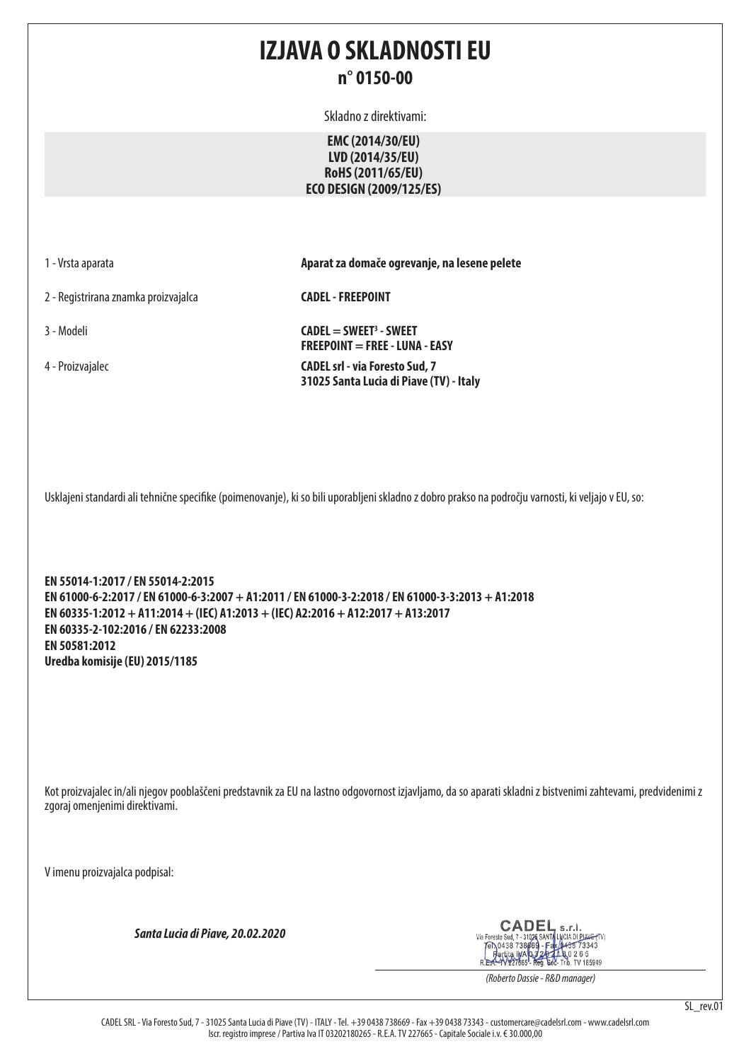# IZJAVA O SKLADNOSTI EU

## n° 0150-00

Skladno z direktivami:

**EMC (2014/30/EU)**
**LVD (2014/35/EU)**
**RoHS (2011/65/EU)**
**ECO DESIGN (2009/125/ES)**

| | |
|---|---|
| 1 - Vrsta aparata | **Aparat za domače ogrevanje, na lesene pelete** |
| 2 - Registrirana znamka proizvajalca | **CADEL - FREEPOINT** |
| 3 - Modeli | **CADEL = SWEET³ - SWEET**<br>**FREEPOINT = FREE - LUNA - EASY** |
| 4 - Proizvajalec | **CADEL srl - via Foresto Sud, 7**<br>**31025 Santa Lucia di Piave (TV) - Italy** |

Usklajeni standardi ali tehnične specifike (poimenovanje), ki so bili uporabljeni skladno z dobro prakso na področju varnosti, ki veljajo v EU, so:

**EN 55014-1:2017 / EN 55014-2:2015**
**EN 61000-6-2:2017 / EN 61000-6-3:2007 + A1:2011 / EN 61000-3-2:2018 / EN 61000-3-3:2013 + A1:2018**
**EN 60335-1:2012 + A11:2014 + (IEC) A1:2013 + (IEC) A2:2016 + A12:2017 + A13:2017**
**EN 60335-2-102:2016 / EN 62233:2008**
**EN 50581:2012**
**Uredba komisije (EU) 2015/1185**

Kot proizvajalec in/ali njegov pooblaščeni predstavnik za EU na lastno odgovornost izjavljamo, da so aparati skladni z bistvenimi zahtevami, predvidenimi z zgoraj omenjenimi direktivami.

V imenu proizvajalca podpisal:

***Santa Lucia di Piave, 20.02.2020***

CADEL s.r.l.
Via Foresto Sud, 7 - 31025 SANTA LUCIA DI PIAVE (TV)
Tel. 0438 738669 - Fax 0438 73343
Partita IVA 03202180265
R.E.A. TV 227665 - Reg. Soc. Trib. TV 185949

*(Roberto Dassie - R&D manager)*

SL_rev.01

CADEL SRL - Via Foresto Sud, 7 - 31025 Santa Lucia di Piave (TV) - ITALY - Tel. +39 0438 738669 - Fax +39 0438 73343 - customercare@cadelsrl.com - www.cadelsrl.com
Iscr. registro imprese / Partiva Iva IT 03202180265 - R.E.A. TV 227665 - Capitale Sociale i.v. € 30.000,00